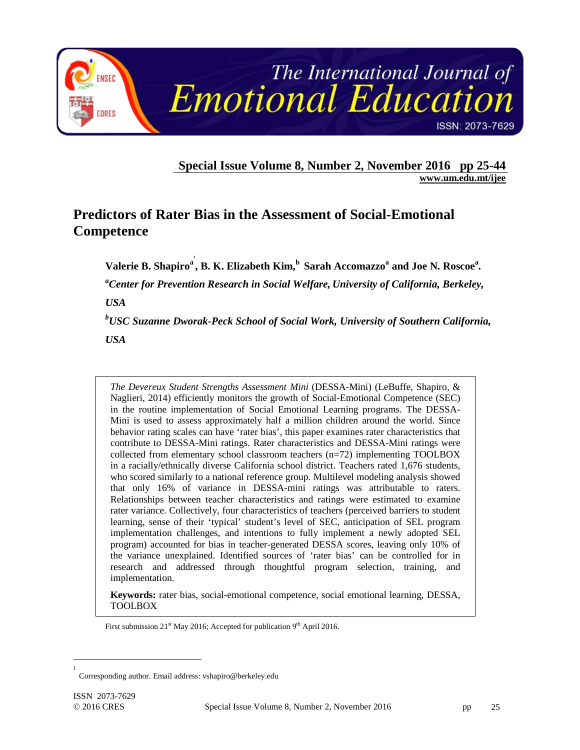# Predictors of Rater Bias in the Assessment of Social-Emotional Competence

**Valerie B. Shapiro[a,1], B. K. Elizabeth Kim,[b] Sarah Accomazzo[a] and Joe N. Roscoe[a].**

***[a]Center for Prevention Research in Social Welfare, University of California, Berkeley, USA***

***[b]USC Suzanne Dworak-Peck School of Social Work, University of Southern California, USA***

*The Devereux Student Strengths Assessment Mini* (DESSA-Mini) (LeBuffe, Shapiro, & Naglieri, 2014) efficiently monitors the growth of Social-Emotional Competence (SEC) in the routine implementation of Social Emotional Learning programs. The DESSA-Mini is used to assess approximately half a million children around the world. Since behavior rating scales can have 'rater bias', this paper examines rater characteristics that contribute to DESSA-Mini ratings. Rater characteristics and DESSA-Mini ratings were collected from elementary school classroom teachers (n=72) implementing TOOLBOX in a racially/ethnically diverse California school district. Teachers rated 1,676 students, who scored similarly to a national reference group. Multilevel modeling analysis showed that only 16% of variance in DESSA-mini ratings was attributable to raters. Relationships between teacher characteristics and ratings were estimated to examine rater variance. Collectively, four characteristics of teachers (perceived barriers to student learning, sense of their 'typical' student's level of SEC, anticipation of SEL program implementation challenges, and intentions to fully implement a newly adopted SEL program) accounted for bias in teacher-generated DESSA scores, leaving only 10% of the variance unexplained. Identified sources of 'rater bias' can be controlled for in research and addressed through thoughtful program selection, training, and implementation.

**Keywords:** rater bias, social-emotional competence, social emotional learning, DESSA, TOOLBOX

First submission 21st May 2016; Accepted for publication 9th April 2016.

[1] Corresponding author. Email address: vshapiro@berkeley.edu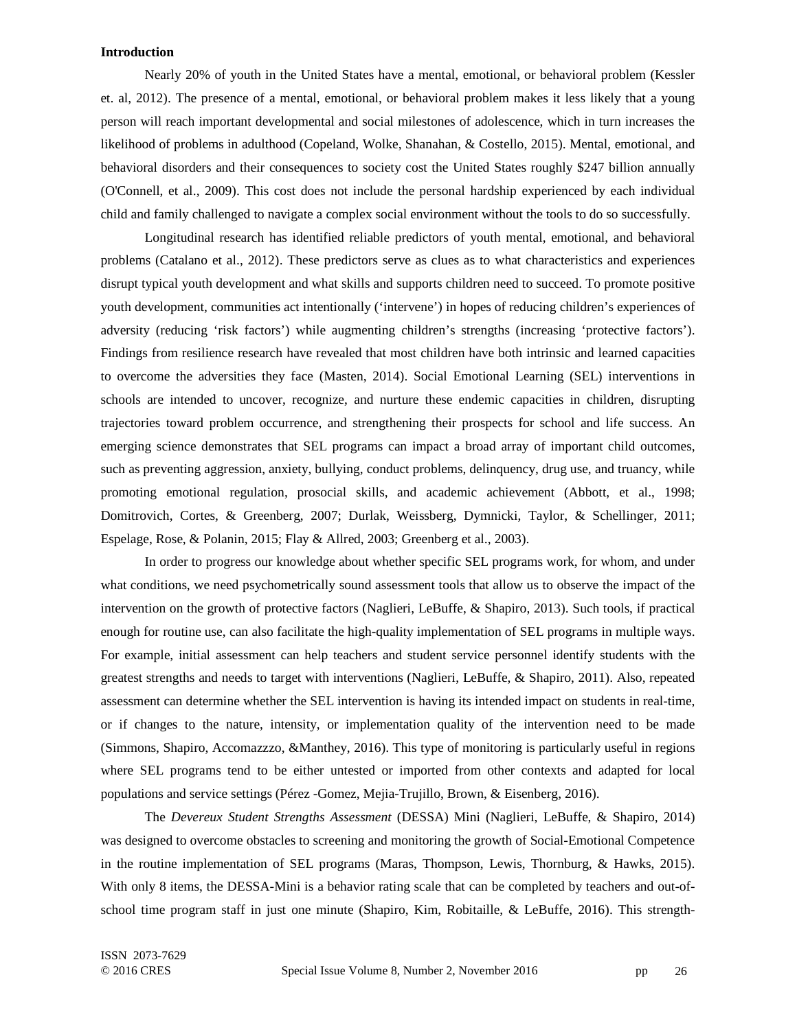**Introduction**

Nearly 20% of youth in the United States have a mental, emotional, or behavioral problem (Kessler et. al, 2012). The presence of a mental, emotional, or behavioral problem makes it less likely that a young person will reach important developmental and social milestones of adolescence, which in turn increases the likelihood of problems in adulthood (Copeland, Wolke, Shanahan, & Costello, 2015). Mental, emotional, and behavioral disorders and their consequences to society cost the United States roughly $247 billion annually (O'Connell, et al., 2009). This cost does not include the personal hardship experienced by each individual child and family challenged to navigate a complex social environment without the tools to do so successfully.

Longitudinal research has identified reliable predictors of youth mental, emotional, and behavioral problems (Catalano et al., 2012). These predictors serve as clues as to what characteristics and experiences disrupt typical youth development and what skills and supports children need to succeed. To promote positive youth development, communities act intentionally ('intervene') in hopes of reducing children's experiences of adversity (reducing 'risk factors') while augmenting children's strengths (increasing 'protective factors'). Findings from resilience research have revealed that most children have both intrinsic and learned capacities to overcome the adversities they face (Masten, 2014). Social Emotional Learning (SEL) interventions in schools are intended to uncover, recognize, and nurture these endemic capacities in children, disrupting trajectories toward problem occurrence, and strengthening their prospects for school and life success. An emerging science demonstrates that SEL programs can impact a broad array of important child outcomes, such as preventing aggression, anxiety, bullying, conduct problems, delinquency, drug use, and truancy, while promoting emotional regulation, prosocial skills, and academic achievement (Abbott, et al., 1998; Domitrovich, Cortes, & Greenberg, 2007; Durlak, Weissberg, Dymnicki, Taylor, & Schellinger, 2011; Espelage, Rose, & Polanin, 2015; Flay & Allred, 2003; Greenberg et al., 2003).

In order to progress our knowledge about whether specific SEL programs work, for whom, and under what conditions, we need psychometrically sound assessment tools that allow us to observe the impact of the intervention on the growth of protective factors (Naglieri, LeBuffe, & Shapiro, 2013). Such tools, if practical enough for routine use, can also facilitate the high-quality implementation of SEL programs in multiple ways. For example, initial assessment can help teachers and student service personnel identify students with the greatest strengths and needs to target with interventions (Naglieri, LeBuffe, & Shapiro, 2011). Also, repeated assessment can determine whether the SEL intervention is having its intended impact on students in real-time, or if changes to the nature, intensity, or implementation quality of the intervention need to be made (Simmons, Shapiro, Accomazzzo, &Manthey, 2016). This type of monitoring is particularly useful in regions where SEL programs tend to be either untested or imported from other contexts and adapted for local populations and service settings (Pérez -Gomez, Mejia-Trujillo, Brown, & Eisenberg, 2016).

The *Devereux Student Strengths Assessment* (DESSA) Mini (Naglieri, LeBuffe, & Shapiro, 2014) was designed to overcome obstacles to screening and monitoring the growth of Social-Emotional Competence in the routine implementation of SEL programs (Maras, Thompson, Lewis, Thornburg, & Hawks, 2015). With only 8 items, the DESSA-Mini is a behavior rating scale that can be completed by teachers and out-of-school time program staff in just one minute (Shapiro, Kim, Robitaille, & LeBuffe, 2016). This strength-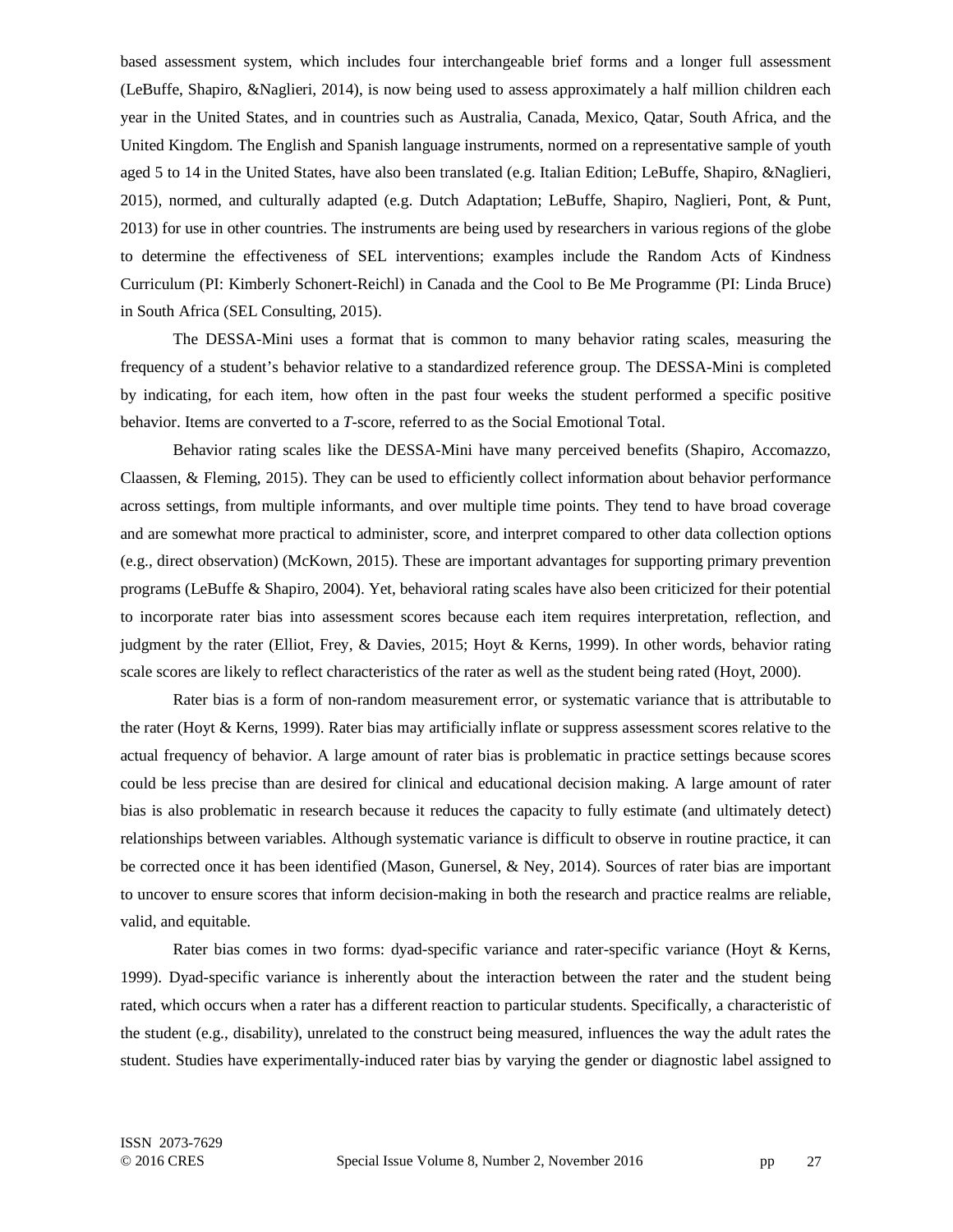based assessment system, which includes four interchangeable brief forms and a longer full assessment (LeBuffe, Shapiro, &Naglieri, 2014), is now being used to assess approximately a half million children each year in the United States, and in countries such as Australia, Canada, Mexico, Qatar, South Africa, and the United Kingdom. The English and Spanish language instruments, normed on a representative sample of youth aged 5 to 14 in the United States, have also been translated (e.g. Italian Edition; LeBuffe, Shapiro, &Naglieri, 2015), normed, and culturally adapted (e.g. Dutch Adaptation; LeBuffe, Shapiro, Naglieri, Pont, & Punt, 2013) for use in other countries. The instruments are being used by researchers in various regions of the globe to determine the effectiveness of SEL interventions; examples include the Random Acts of Kindness Curriculum (PI: Kimberly Schonert-Reichl) in Canada and the Cool to Be Me Programme (PI: Linda Bruce) in South Africa (SEL Consulting, 2015).

The DESSA-Mini uses a format that is common to many behavior rating scales, measuring the frequency of a student's behavior relative to a standardized reference group. The DESSA-Mini is completed by indicating, for each item, how often in the past four weeks the student performed a specific positive behavior. Items are converted to a ***T***-score, referred to as the Social Emotional Total.

Behavior rating scales like the DESSA-Mini have many perceived benefits (Shapiro, Accomazzo, Claassen, & Fleming, 2015). They can be used to efficiently collect information about behavior performance across settings, from multiple informants, and over multiple time points. They tend to have broad coverage and are somewhat more practical to administer, score, and interpret compared to other data collection options (e.g., direct observation) (McKown, 2015). These are important advantages for supporting primary prevention programs (LeBuffe & Shapiro, 2004). Yet, behavioral rating scales have also been criticized for their potential to incorporate rater bias into assessment scores because each item requires interpretation, reflection, and judgment by the rater (Elliot, Frey, & Davies, 2015; Hoyt & Kerns, 1999). In other words, behavior rating scale scores are likely to reflect characteristics of the rater as well as the student being rated (Hoyt, 2000).

Rater bias is a form of non-random measurement error, or systematic variance that is attributable to the rater (Hoyt & Kerns, 1999). Rater bias may artificially inflate or suppress assessment scores relative to the actual frequency of behavior. A large amount of rater bias is problematic in practice settings because scores could be less precise than are desired for clinical and educational decision making. A large amount of rater bias is also problematic in research because it reduces the capacity to fully estimate (and ultimately detect) relationships between variables. Although systematic variance is difficult to observe in routine practice, it can be corrected once it has been identified (Mason, Gunersel, & Ney, 2014). Sources of rater bias are important to uncover to ensure scores that inform decision-making in both the research and practice realms are reliable, valid, and equitable.

Rater bias comes in two forms: dyad-specific variance and rater-specific variance (Hoyt & Kerns, 1999). Dyad-specific variance is inherently about the interaction between the rater and the student being rated, which occurs when a rater has a different reaction to particular students. Specifically, a characteristic of the student (e.g., disability), unrelated to the construct being measured, influences the way the adult rates the student. Studies have experimentally-induced rater bias by varying the gender or diagnostic label assigned to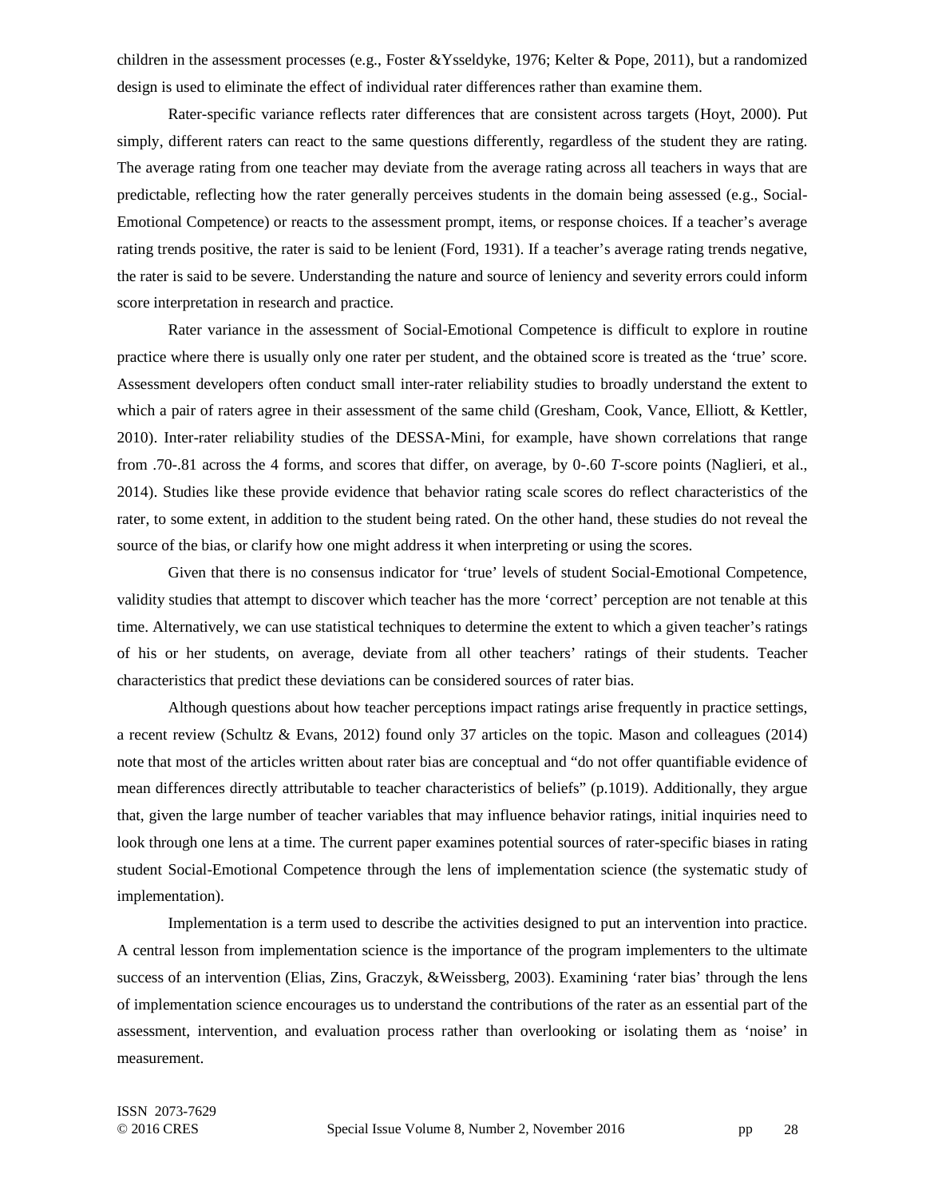children in the assessment processes (e.g., Foster &Ysseldyke, 1976; Kelter & Pope, 2011), but a randomized design is used to eliminate the effect of individual rater differences rather than examine them.

Rater-specific variance reflects rater differences that are consistent across targets (Hoyt, 2000). Put simply, different raters can react to the same questions differently, regardless of the student they are rating. The average rating from one teacher may deviate from the average rating across all teachers in ways that are predictable, reflecting how the rater generally perceives students in the domain being assessed (e.g., Social-Emotional Competence) or reacts to the assessment prompt, items, or response choices. If a teacher's average rating trends positive, the rater is said to be lenient (Ford, 1931). If a teacher's average rating trends negative, the rater is said to be severe. Understanding the nature and source of leniency and severity errors could inform score interpretation in research and practice.

Rater variance in the assessment of Social-Emotional Competence is difficult to explore in routine practice where there is usually only one rater per student, and the obtained score is treated as the 'true' score. Assessment developers often conduct small inter-rater reliability studies to broadly understand the extent to which a pair of raters agree in their assessment of the same child (Gresham, Cook, Vance, Elliott, & Kettler, 2010). Inter-rater reliability studies of the DESSA-Mini, for example, have shown correlations that range from .70-.81 across the 4 forms, and scores that differ, on average, by 0-.60 *T*-score points (Naglieri, et al., 2014). Studies like these provide evidence that behavior rating scale scores do reflect characteristics of the rater, to some extent, in addition to the student being rated. On the other hand, these studies do not reveal the source of the bias, or clarify how one might address it when interpreting or using the scores.

Given that there is no consensus indicator for 'true' levels of student Social-Emotional Competence, validity studies that attempt to discover which teacher has the more 'correct' perception are not tenable at this time. Alternatively, we can use statistical techniques to determine the extent to which a given teacher's ratings of his or her students, on average, deviate from all other teachers' ratings of their students. Teacher characteristics that predict these deviations can be considered sources of rater bias.

Although questions about how teacher perceptions impact ratings arise frequently in practice settings, a recent review (Schultz & Evans, 2012) found only 37 articles on the topic. Mason and colleagues (2014) note that most of the articles written about rater bias are conceptual and "do not offer quantifiable evidence of mean differences directly attributable to teacher characteristics of beliefs" (p.1019). Additionally, they argue that, given the large number of teacher variables that may influence behavior ratings, initial inquiries need to look through one lens at a time. The current paper examines potential sources of rater-specific biases in rating student Social-Emotional Competence through the lens of implementation science (the systematic study of implementation).

Implementation is a term used to describe the activities designed to put an intervention into practice. A central lesson from implementation science is the importance of the program implementers to the ultimate success of an intervention (Elias, Zins, Graczyk, &Weissberg, 2003). Examining 'rater bias' through the lens of implementation science encourages us to understand the contributions of the rater as an essential part of the assessment, intervention, and evaluation process rather than overlooking or isolating them as 'noise' in measurement.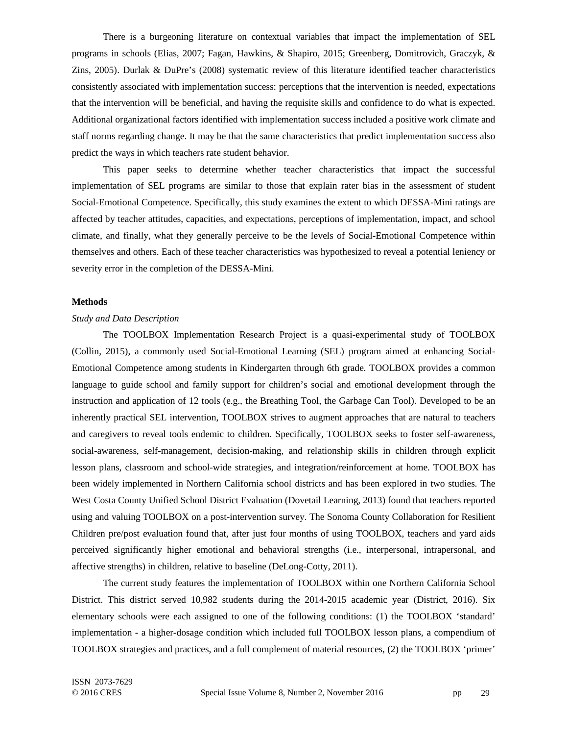There is a burgeoning literature on contextual variables that impact the implementation of SEL programs in schools (Elias, 2007; Fagan, Hawkins, & Shapiro, 2015; Greenberg, Domitrovich, Graczyk, & Zins, 2005). Durlak & DuPre's (2008) systematic review of this literature identified teacher characteristics consistently associated with implementation success: perceptions that the intervention is needed, expectations that the intervention will be beneficial, and having the requisite skills and confidence to do what is expected. Additional organizational factors identified with implementation success included a positive work climate and staff norms regarding change. It may be that the same characteristics that predict implementation success also predict the ways in which teachers rate student behavior.

This paper seeks to determine whether teacher characteristics that impact the successful implementation of SEL programs are similar to those that explain rater bias in the assessment of student Social-Emotional Competence. Specifically, this study examines the extent to which DESSA-Mini ratings are affected by teacher attitudes, capacities, and expectations, perceptions of implementation, impact, and school climate, and finally, what they generally perceive to be the levels of Social-Emotional Competence within themselves and others. Each of these teacher characteristics was hypothesized to reveal a potential leniency or severity error in the completion of the DESSA-Mini.

**Methods**

*Study and Data Description*

The TOOLBOX Implementation Research Project is a quasi-experimental study of TOOLBOX (Collin, 2015), a commonly used Social-Emotional Learning (SEL) program aimed at enhancing Social-Emotional Competence among students in Kindergarten through 6th grade. TOOLBOX provides a common language to guide school and family support for children's social and emotional development through the instruction and application of 12 tools (e.g., the Breathing Tool, the Garbage Can Tool). Developed to be an inherently practical SEL intervention, TOOLBOX strives to augment approaches that are natural to teachers and caregivers to reveal tools endemic to children. Specifically, TOOLBOX seeks to foster self-awareness, social-awareness, self-management, decision-making, and relationship skills in children through explicit lesson plans, classroom and school-wide strategies, and integration/reinforcement at home. TOOLBOX has been widely implemented in Northern California school districts and has been explored in two studies. The West Costa County Unified School District Evaluation (Dovetail Learning, 2013) found that teachers reported using and valuing TOOLBOX on a post-intervention survey. The Sonoma County Collaboration for Resilient Children pre/post evaluation found that, after just four months of using TOOLBOX, teachers and yard aids perceived significantly higher emotional and behavioral strengths (i.e., interpersonal, intrapersonal, and affective strengths) in children, relative to baseline (DeLong-Cotty, 2011).

The current study features the implementation of TOOLBOX within one Northern California School District. This district served 10,982 students during the 2014-2015 academic year (District, 2016). Six elementary schools were each assigned to one of the following conditions: (1) the TOOLBOX 'standard' implementation - a higher-dosage condition which included full TOOLBOX lesson plans, a compendium of TOOLBOX strategies and practices, and a full complement of material resources, (2) the TOOLBOX 'primer'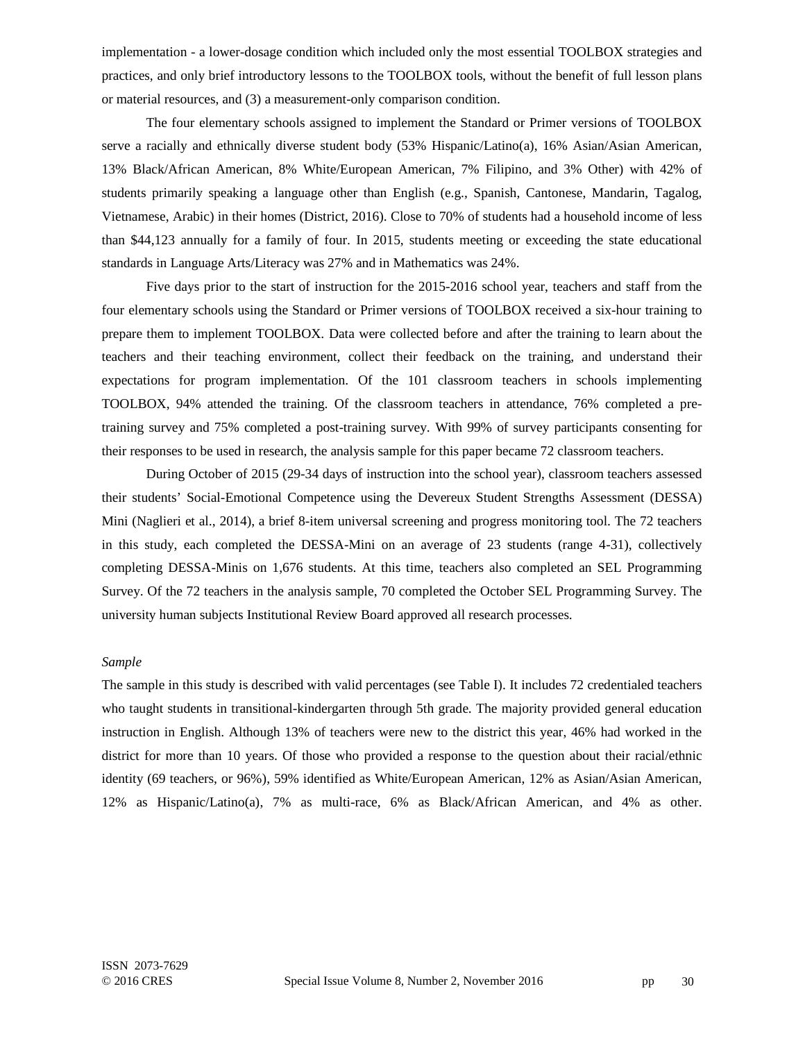implementation - a lower-dosage condition which included only the most essential TOOLBOX strategies and practices, and only brief introductory lessons to the TOOLBOX tools, without the benefit of full lesson plans or material resources, and (3) a measurement-only comparison condition.

The four elementary schools assigned to implement the Standard or Primer versions of TOOLBOX serve a racially and ethnically diverse student body (53% Hispanic/Latino(a), 16% Asian/Asian American, 13% Black/African American, 8% White/European American, 7% Filipino, and 3% Other) with 42% of students primarily speaking a language other than English (e.g., Spanish, Cantonese, Mandarin, Tagalog, Vietnamese, Arabic) in their homes (District, 2016). Close to 70% of students had a household income of less than $44,123 annually for a family of four. In 2015, students meeting or exceeding the state educational standards in Language Arts/Literacy was 27% and in Mathematics was 24%.

Five days prior to the start of instruction for the 2015-2016 school year, teachers and staff from the four elementary schools using the Standard or Primer versions of TOOLBOX received a six-hour training to prepare them to implement TOOLBOX. Data were collected before and after the training to learn about the teachers and their teaching environment, collect their feedback on the training, and understand their expectations for program implementation. Of the 101 classroom teachers in schools implementing TOOLBOX, 94% attended the training. Of the classroom teachers in attendance, 76% completed a pre-training survey and 75% completed a post-training survey. With 99% of survey participants consenting for their responses to be used in research, the analysis sample for this paper became 72 classroom teachers.

During October of 2015 (29-34 days of instruction into the school year), classroom teachers assessed their students' Social-Emotional Competence using the Devereux Student Strengths Assessment (DESSA) Mini (Naglieri et al., 2014), a brief 8-item universal screening and progress monitoring tool. The 72 teachers in this study, each completed the DESSA-Mini on an average of 23 students (range 4-31), collectively completing DESSA-Minis on 1,676 students. At this time, teachers also completed an SEL Programming Survey. Of the 72 teachers in the analysis sample, 70 completed the October SEL Programming Survey. The university human subjects Institutional Review Board approved all research processes.

*Sample*

The sample in this study is described with valid percentages (see Table I). It includes 72 credentialed teachers who taught students in transitional-kindergarten through 5th grade. The majority provided general education instruction in English. Although 13% of teachers were new to the district this year, 46% had worked in the district for more than 10 years. Of those who provided a response to the question about their racial/ethnic identity (69 teachers, or 96%), 59% identified as White/European American, 12% as Asian/Asian American, 12% as Hispanic/Latino(a), 7% as multi-race, 6% as Black/African American, and 4% as other.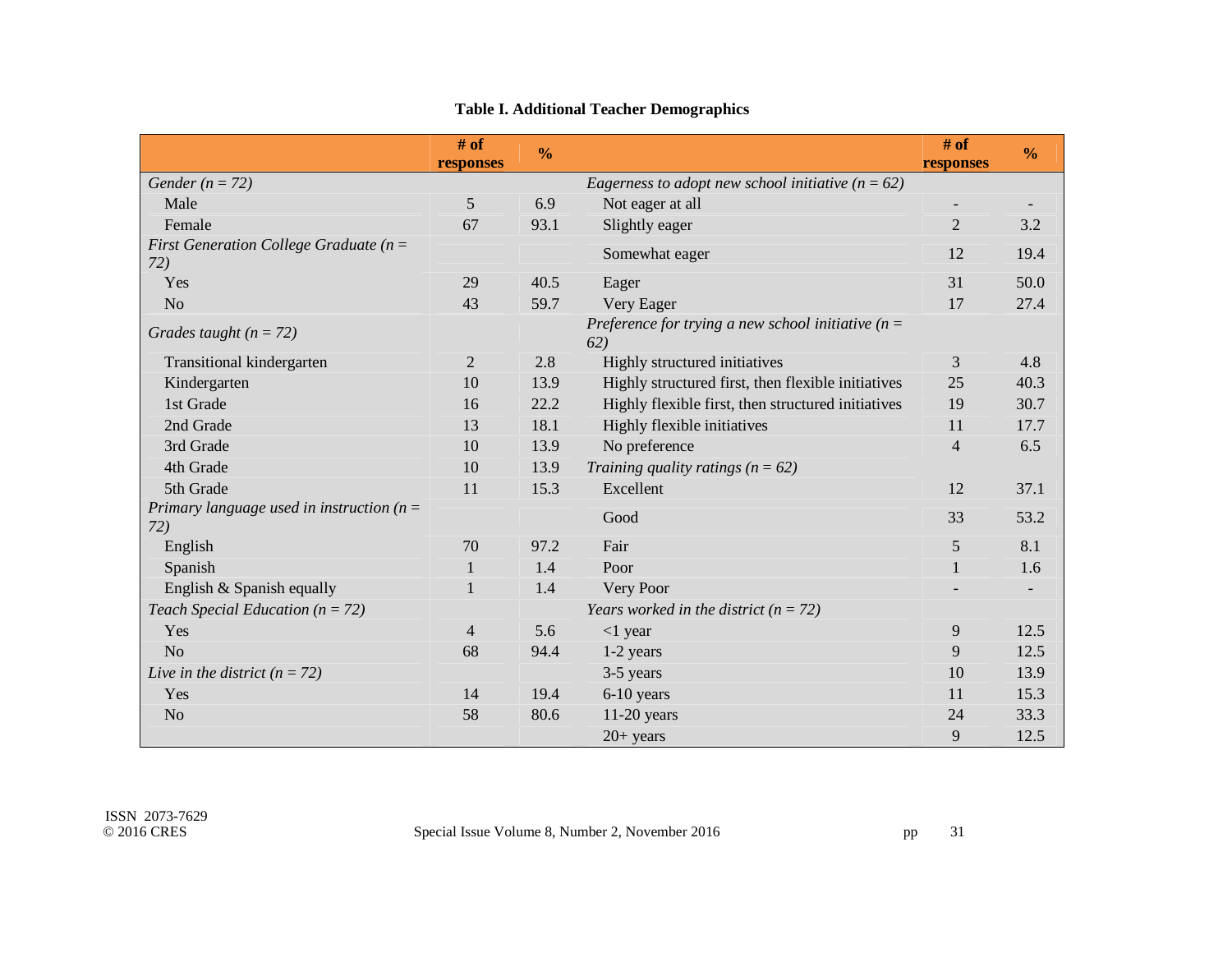**Table I. Additional Teacher Demographics**

| | # of responses | % | | # of responses | % |
|---|---|---|---|---|---|
| *Gender (n = 72)* | | | *Eagerness to adopt new school initiative (n = 62)* | | |
| Male | 5 | 6.9 | Not eager at all | - | - |
| Female | 67 | 93.1 | Slightly eager | 2 | 3.2 |
| *First Generation College Graduate (n = 72)* | | | Somewhat eager | 12 | 19.4 |
| Yes | 29 | 40.5 | Eager | 31 | 50.0 |
| No | 43 | 59.7 | Very Eager | 17 | 27.4 |
| *Grades taught (n = 72)* | | | *Preference for trying a new school initiative (n = 62)* | | |
| Transitional kindergarten | 2 | 2.8 | Highly structured initiatives | 3 | 4.8 |
| Kindergarten | 10 | 13.9 | Highly structured first, then flexible initiatives | 25 | 40.3 |
| 1st Grade | 16 | 22.2 | Highly flexible first, then structured initiatives | 19 | 30.7 |
| 2nd Grade | 13 | 18.1 | Highly flexible initiatives | 11 | 17.7 |
| 3rd Grade | 10 | 13.9 | No preference | 4 | 6.5 |
| 4th Grade | 10 | 13.9 | *Training quality ratings (n = 62)* | | |
| 5th Grade | 11 | 15.3 | Excellent | 12 | 37.1 |
| *Primary language used in instruction (n = 72)* | | | Good | 33 | 53.2 |
| English | 70 | 97.2 | Fair | 5 | 8.1 |
| Spanish | 1 | 1.4 | Poor | 1 | 1.6 |
| English & Spanish equally | 1 | 1.4 | Very Poor | - | - |
| *Teach Special Education (n = 72)* | | | *Years worked in the district (n = 72)* | | |
| Yes | 4 | 5.6 | <1 year | 9 | 12.5 |
| No | 68 | 94.4 | 1-2 years | 9 | 12.5 |
| *Live in the district (n = 72)* | | | 3-5 years | 10 | 13.9 |
| Yes | 14 | 19.4 | 6-10 years | 11 | 15.3 |
| No | 58 | 80.6 | 11-20 years | 24 | 33.3 |
| | | | 20+ years | 9 | 12.5 |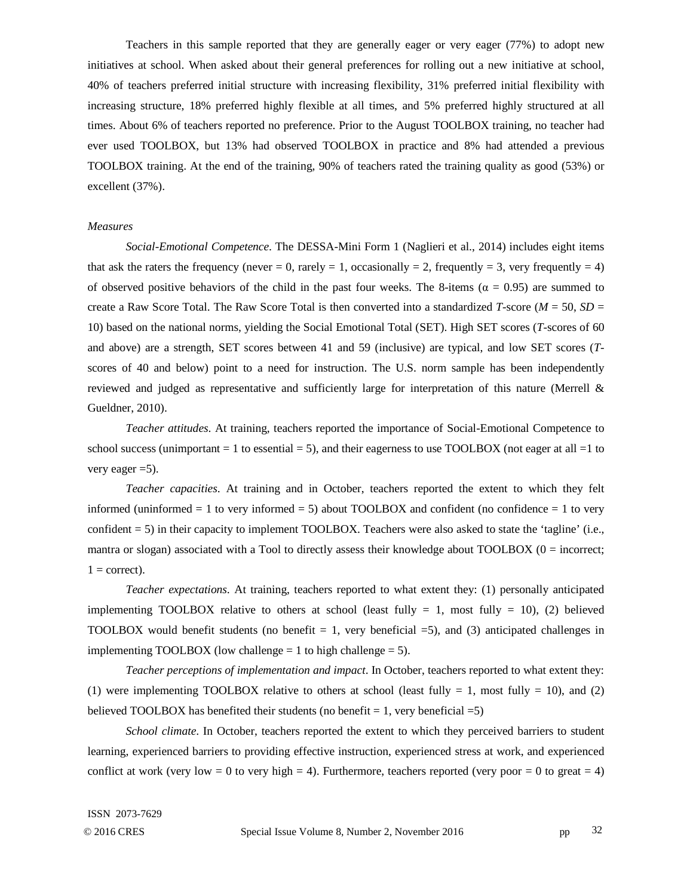Teachers in this sample reported that they are generally eager or very eager (77%) to adopt new initiatives at school. When asked about their general preferences for rolling out a new initiative at school, 40% of teachers preferred initial structure with increasing flexibility, 31% preferred initial flexibility with increasing structure, 18% preferred highly flexible at all times, and 5% preferred highly structured at all times. About 6% of teachers reported no preference. Prior to the August TOOLBOX training, no teacher had ever used TOOLBOX, but 13% had observed TOOLBOX in practice and 8% had attended a previous TOOLBOX training. At the end of the training, 90% of teachers rated the training quality as good (53%) or excellent (37%).

*Measures*

*Social-Emotional Competence*. The DESSA-Mini Form 1 (Naglieri et al., 2014) includes eight items that ask the raters the frequency (never = 0, rarely = 1, occasionally = 2, frequently = 3, very frequently = 4) of observed positive behaviors of the child in the past four weeks. The 8-items ($\alpha = 0.95$) are summed to create a Raw Score Total. The Raw Score Total is then converted into a standardized *T*-score ($M = 50$, $SD = 10$) based on the national norms, yielding the Social Emotional Total (SET). High SET scores (*T*-scores of 60 and above) are a strength, SET scores between 41 and 59 (inclusive) are typical, and low SET scores (*T*-scores of 40 and below) point to a need for instruction. The U.S. norm sample has been independently reviewed and judged as representative and sufficiently large for interpretation of this nature (Merrell & Gueldner, 2010).

*Teacher attitudes*. At training, teachers reported the importance of Social-Emotional Competence to school success (unimportant = 1 to essential = 5), and their eagerness to use TOOLBOX (not eager at all =1 to very eager =5).

*Teacher capacities*. At training and in October, teachers reported the extent to which they felt informed (uninformed = 1 to very informed = 5) about TOOLBOX and confident (no confidence = 1 to very confident = 5) in their capacity to implement TOOLBOX. Teachers were also asked to state the 'tagline' (i.e., mantra or slogan) associated with a Tool to directly assess their knowledge about TOOLBOX (0 = incorrect; 1 = correct).

*Teacher expectations*. At training, teachers reported to what extent they: (1) personally anticipated implementing TOOLBOX relative to others at school (least fully = 1, most fully = 10), (2) believed TOOLBOX would benefit students (no benefit = 1, very beneficial =5), and (3) anticipated challenges in implementing TOOLBOX (low challenge = 1 to high challenge = 5).

*Teacher perceptions of implementation and impact*. In October, teachers reported to what extent they: (1) were implementing TOOLBOX relative to others at school (least fully = 1, most fully = 10), and (2) believed TOOLBOX has benefited their students (no benefit = 1, very beneficial =5)

*School climate*. In October, teachers reported the extent to which they perceived barriers to student learning, experienced barriers to providing effective instruction, experienced stress at work, and experienced conflict at work (very low = 0 to very high = 4). Furthermore, teachers reported (very poor = 0 to great = 4)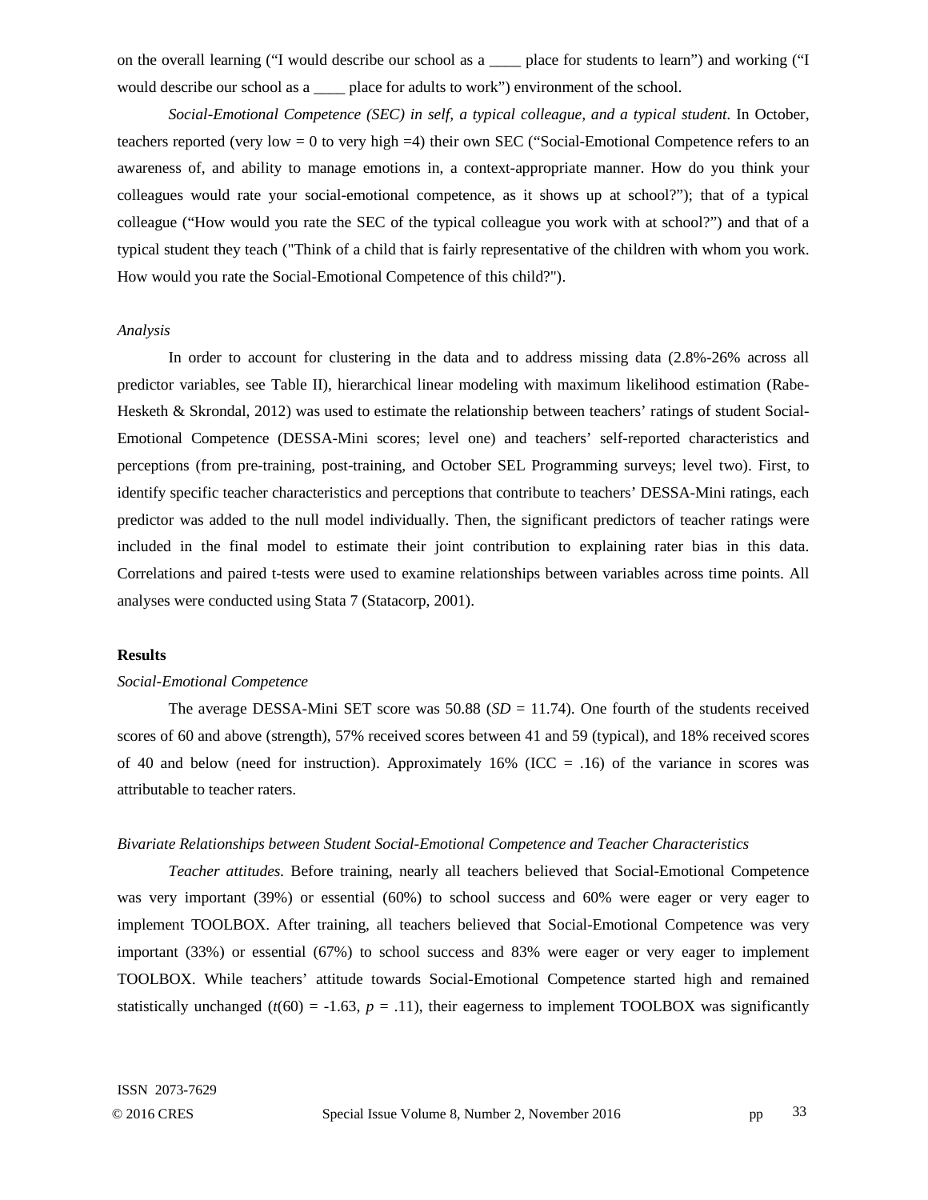on the overall learning (“I would describe our school as a ____ place for students to learn”) and working (“I would describe our school as a ____ place for adults to work”) environment of the school.

*Social-Emotional Competence (SEC) in self, a typical colleague, and a typical student*. In October, teachers reported (very low = 0 to very high =4) their own SEC (“Social-Emotional Competence refers to an awareness of, and ability to manage emotions in, a context-appropriate manner. How do you think your colleagues would rate your social-emotional competence, as it shows up at school?”); that of a typical colleague (“How would you rate the SEC of the typical colleague you work with at school?”) and that of a typical student they teach ("Think of a child that is fairly representative of the children with whom you work. How would you rate the Social-Emotional Competence of this child?").

### *Analysis*

In order to account for clustering in the data and to address missing data (2.8%-26% across all predictor variables, see Table II), hierarchical linear modeling with maximum likelihood estimation (Rabe-Hesketh & Skrondal, 2012) was used to estimate the relationship between teachers’ ratings of student Social-Emotional Competence (DESSA-Mini scores; level one) and teachers’ self-reported characteristics and perceptions (from pre-training, post-training, and October SEL Programming surveys; level two). First, to identify specific teacher characteristics and perceptions that contribute to teachers’ DESSA-Mini ratings, each predictor was added to the null model individually. Then, the significant predictors of teacher ratings were included in the final model to estimate their joint contribution to explaining rater bias in this data. Correlations and paired t-tests were used to examine relationships between variables across time points. All analyses were conducted using Stata 7 (Statacorp, 2001).

## Results

### *Social-Emotional Competence*

The average DESSA-Mini SET score was 50.88 ($SD$ = 11.74). One fourth of the students received scores of 60 and above (strength), 57% received scores between 41 and 59 (typical), and 18% received scores of 40 and below (need for instruction). Approximately 16% (ICC = .16) of the variance in scores was attributable to teacher raters.

### *Bivariate Relationships between Student Social-Emotional Competence and Teacher Characteristics*

*Teacher attitudes.* Before training, nearly all teachers believed that Social-Emotional Competence was very important (39%) or essential (60%) to school success and 60% were eager or very eager to implement TOOLBOX. After training, all teachers believed that Social-Emotional Competence was very important (33%) or essential (67%) to school success and 83% were eager or very eager to implement TOOLBOX. While teachers’ attitude towards Social-Emotional Competence started high and remained statistically unchanged ($t(60) = -1.63$, $p = .11$), their eagerness to implement TOOLBOX was significantly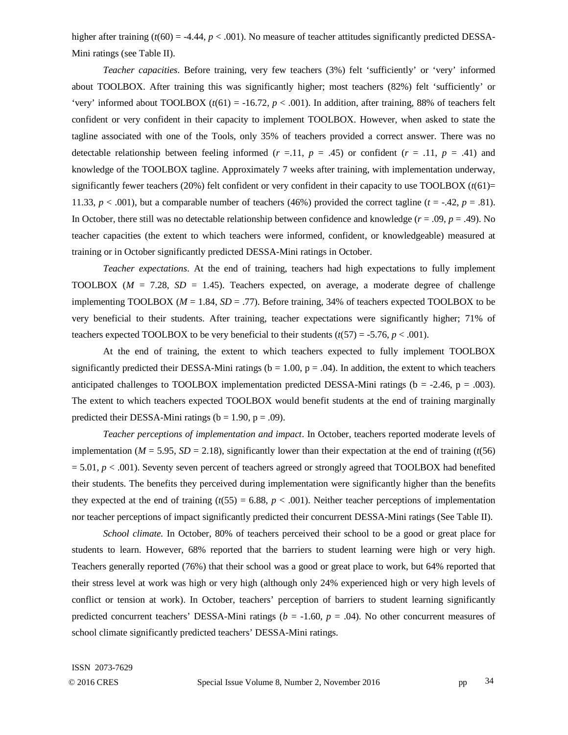higher after training ($t(60) = -4.44$, $p < .001$). No measure of teacher attitudes significantly predicted DESSA-Mini ratings (see Table II).

*Teacher capacities*. Before training, very few teachers (3%) felt 'sufficiently' or 'very' informed about TOOLBOX. After training this was significantly higher; most teachers (82%) felt 'sufficiently' or 'very' informed about TOOLBOX ($t(61) = -16.72$, $p < .001$). In addition, after training, 88% of teachers felt confident or very confident in their capacity to implement TOOLBOX. However, when asked to state the tagline associated with one of the Tools, only 35% of teachers provided a correct answer. There was no detectable relationship between feeling informed ($r = .11$, $p = .45$) or confident ($r = .11$, $p = .41$) and knowledge of the TOOLBOX tagline. Approximately 7 weeks after training, with implementation underway, significantly fewer teachers (20%) felt confident or very confident in their capacity to use TOOLBOX ($t(61) = 11.33$, $p < .001$), but a comparable number of teachers (46%) provided the correct tagline ($t = -.42$, $p = .81$). In October, there still was no detectable relationship between confidence and knowledge ($r = .09$, $p = .49$). No teacher capacities (the extent to which teachers were informed, confident, or knowledgeable) measured at training or in October significantly predicted DESSA-Mini ratings in October.

*Teacher expectations*. At the end of training, teachers had high expectations to fully implement TOOLBOX ($M = 7.28$, $SD = 1.45$). Teachers expected, on average, a moderate degree of challenge implementing TOOLBOX ($M = 1.84$, $SD = .77$). Before training, 34% of teachers expected TOOLBOX to be very beneficial to their students. After training, teacher expectations were significantly higher; 71% of teachers expected TOOLBOX to be very beneficial to their students ($t(57) = -5.76$, $p < .001$).

At the end of training, the extent to which teachers expected to fully implement TOOLBOX significantly predicted their DESSA-Mini ratings ($b = 1.00$, $p = .04$). In addition, the extent to which teachers anticipated challenges to TOOLBOX implementation predicted DESSA-Mini ratings ($b = -2.46$, $p = .003$). The extent to which teachers expected TOOLBOX would benefit students at the end of training marginally predicted their DESSA-Mini ratings ($b = 1.90$, $p = .09$).

*Teacher perceptions of implementation and impact*. In October, teachers reported moderate levels of implementation ($M = 5.95$, $SD = 2.18$), significantly lower than their expectation at the end of training ($t(56) = 5.01$, $p < .001$). Seventy seven percent of teachers agreed or strongly agreed that TOOLBOX had benefited their students. The benefits they perceived during implementation were significantly higher than the benefits they expected at the end of training ($t(55) = 6.88$, $p < .001$). Neither teacher perceptions of implementation nor teacher perceptions of impact significantly predicted their concurrent DESSA-Mini ratings (See Table II).

*School climate.* In October, 80% of teachers perceived their school to be a good or great place for students to learn. However, 68% reported that the barriers to student learning were high or very high. Teachers generally reported (76%) that their school was a good or great place to work, but 64% reported that their stress level at work was high or very high (although only 24% experienced high or very high levels of conflict or tension at work). In October, teachers' perception of barriers to student learning significantly predicted concurrent teachers' DESSA-Mini ratings ($b = -1.60$, $p = .04$). No other concurrent measures of school climate significantly predicted teachers' DESSA-Mini ratings.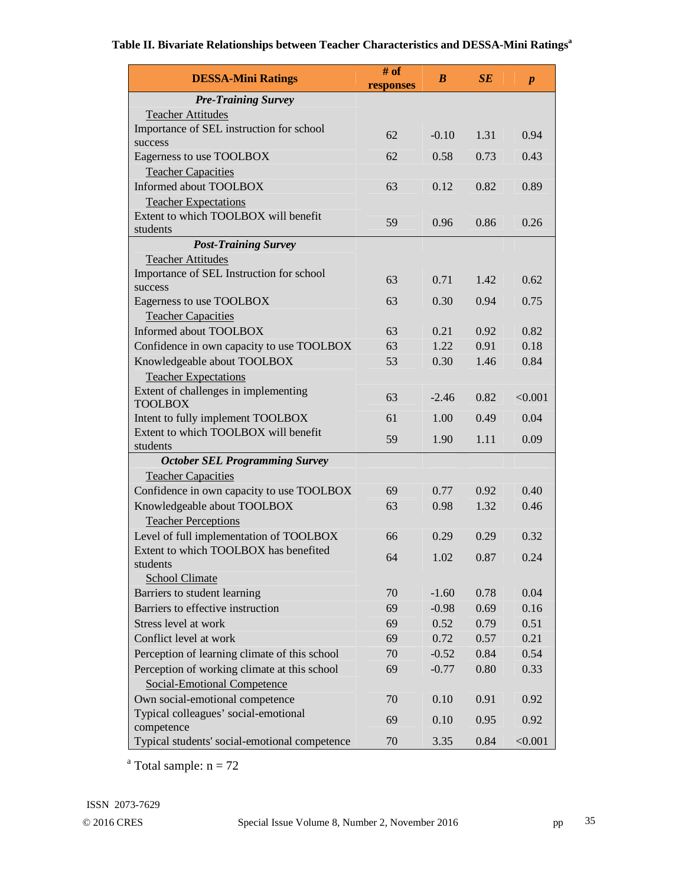**Table II. Bivariate Relationships between Teacher Characteristics and DESSA-Mini Ratings[a]**

| DESSA-Mini Ratings | # of responses | *B* | *SE* | *p* |
|---|---|---|---|---|
| ***Pre-Training Survey*** | | | | |
| Teacher Attitudes | | | | |
| Importance of SEL instruction for school success | 62 | -0.10 | 1.31 | 0.94 |
| Eagerness to use TOOLBOX | 62 | 0.58 | 0.73 | 0.43 |
| Teacher Capacities | | | | |
| Informed about TOOLBOX | 63 | 0.12 | 0.82 | 0.89 |
| Teacher Expectations | | | | |
| Extent to which TOOLBOX will benefit students | 59 | 0.96 | 0.86 | 0.26 |
| ***Post-Training Survey*** | | | | |
| Teacher Attitudes | | | | |
| Importance of SEL Instruction for school success | 63 | 0.71 | 1.42 | 0.62 |
| Eagerness to use TOOLBOX | 63 | 0.30 | 0.94 | 0.75 |
| Teacher Capacities | | | | |
| Informed about TOOLBOX | 63 | 0.21 | 0.92 | 0.82 |
| Confidence in own capacity to use TOOLBOX | 63 | 1.22 | 0.91 | 0.18 |
| Knowledgeable about TOOLBOX | 53 | 0.30 | 1.46 | 0.84 |
| Teacher Expectations | | | | |
| Extent of challenges in implementing TOOLBOX | 63 | -2.46 | 0.82 | <0.001 |
| Intent to fully implement TOOLBOX | 61 | 1.00 | 0.49 | 0.04 |
| Extent to which TOOLBOX will benefit students | 59 | 1.90 | 1.11 | 0.09 |
| ***October SEL Programming Survey*** | | | | |
| Teacher Capacities | | | | |
| Confidence in own capacity to use TOOLBOX | 69 | 0.77 | 0.92 | 0.40 |
| Knowledgeable about TOOLBOX | 63 | 0.98 | 1.32 | 0.46 |
| Teacher Perceptions | | | | |
| Level of full implementation of TOOLBOX | 66 | 0.29 | 0.29 | 0.32 |
| Extent to which TOOLBOX has benefited students | 64 | 1.02 | 0.87 | 0.24 |
| School Climate | | | | |
| Barriers to student learning | 70 | -1.60 | 0.78 | 0.04 |
| Barriers to effective instruction | 69 | -0.98 | 0.69 | 0.16 |
| Stress level at work | 69 | 0.52 | 0.79 | 0.51 |
| Conflict level at work | 69 | 0.72 | 0.57 | 0.21 |
| Perception of learning climate of this school | 70 | -0.52 | 0.84 | 0.54 |
| Perception of working climate at this school | 69 | -0.77 | 0.80 | 0.33 |
| Social-Emotional Competence | | | | |
| Own social-emotional competence | 70 | 0.10 | 0.91 | 0.92 |
| Typical colleagues' social-emotional competence | 69 | 0.10 | 0.95 | 0.92 |
| Typical students' social-emotional competence | 70 | 3.35 | 0.84 | <0.001 |

[a] Total sample: n = 72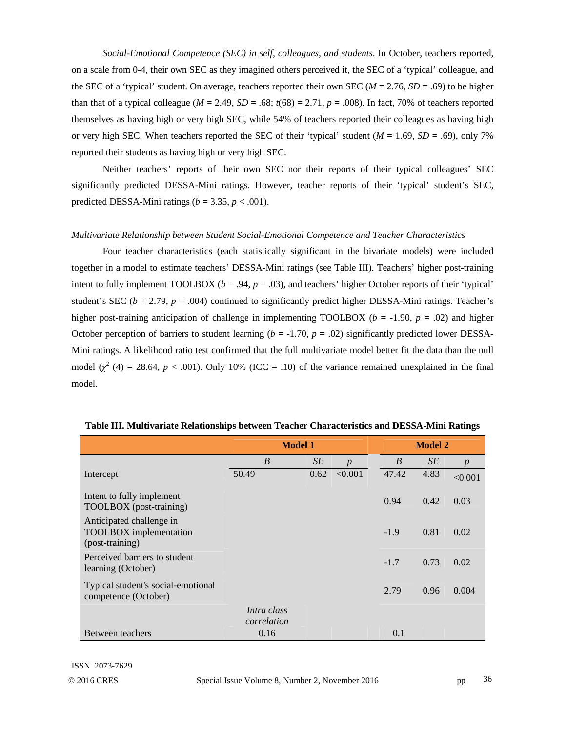*Social-Emotional Competence (SEC) in self, colleagues, and students*. In October, teachers reported, on a scale from 0-4, their own SEC as they imagined others perceived it, the SEC of a 'typical' colleague, and the SEC of a 'typical' student. On average, teachers reported their own SEC ($M$ = 2.76, $SD$ = .69) to be higher than that of a typical colleague ($M$ = 2.49, $SD$ = .68; $t(68)$ = 2.71, $p$ = .008). In fact, 70% of teachers reported themselves as having high or very high SEC, while 54% of teachers reported their colleagues as having high or very high SEC. When teachers reported the SEC of their 'typical' student ($M$ = 1.69, $SD$ = .69), only 7% reported their students as having high or very high SEC.

Neither teachers' reports of their own SEC nor their reports of their typical colleagues' SEC significantly predicted DESSA-Mini ratings. However, teacher reports of their 'typical' student's SEC, predicted DESSA-Mini ratings ($b$ = 3.35, $p$ < .001).

*Multivariate Relationship between Student Social-Emotional Competence and Teacher Characteristics*

Four teacher characteristics (each statistically significant in the bivariate models) were included together in a model to estimate teachers' DESSA-Mini ratings (see Table III). Teachers' higher post-training intent to fully implement TOOLBOX ($b$ = .94, $p$ = .03), and teachers' higher October reports of their 'typical' student's SEC ($b$ = 2.79, $p$ = .004) continued to significantly predict higher DESSA-Mini ratings. Teacher's higher post-training anticipation of challenge in implementing TOOLBOX ($b$ = -1.90, $p$ = .02) and higher October perception of barriers to student learning ($b$ = -1.70, $p$ = .02) significantly predicted lower DESSA-Mini ratings. A likelihood ratio test confirmed that the full multivariate model better fit the data than the null model ($\chi^2$ (4) = 28.64, $p$ < .001). Only 10% (ICC = .10) of the variance remained unexplained in the final model.

**Table III. Multivariate Relationships between Teacher Characteristics and DESSA-Mini Ratings**

| | Model 1 | | | Model 2 | | |
|---|---|---|---|---|---|---|
| | *B* | *SE* | *p* | *B* | *SE* | *p* |
| Intercept | 50.49 | 0.62 | <0.001 | 47.42 | 4.83 | <0.001 |
| Intent to fully implement TOOLBOX (post-training) | | | | 0.94 | 0.42 | 0.03 |
| Anticipated challenge in TOOLBOX implementation (post-training) | | | | -1.9 | 0.81 | 0.02 |
| Perceived barriers to student learning (October) | | | | -1.7 | 0.73 | 0.02 |
| Typical student's social-emotional competence (October) | | | | 2.79 | 0.96 | 0.004 |
| | *Intra class correlation* | | | | | |
| Between teachers | 0.16 | | | 0.1 | | |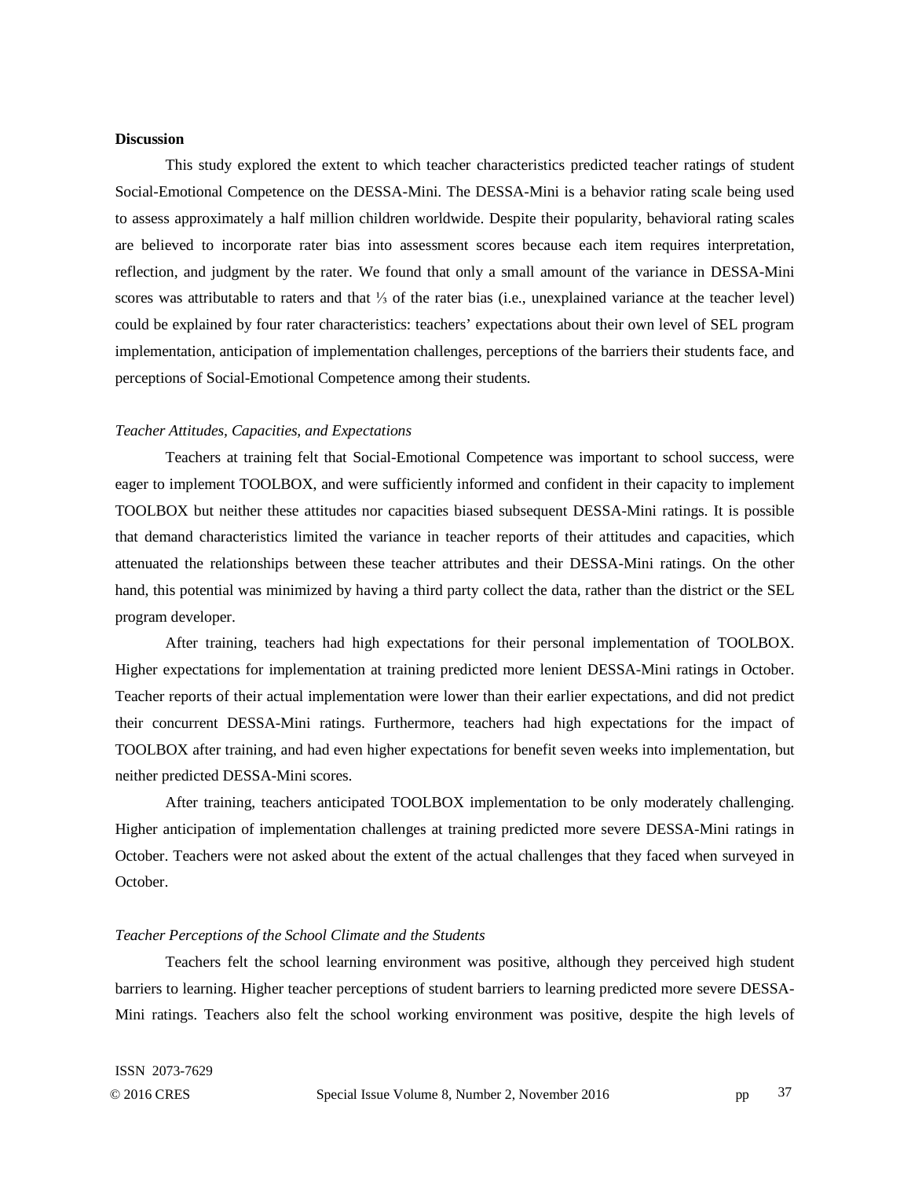## Discussion

This study explored the extent to which teacher characteristics predicted teacher ratings of student Social-Emotional Competence on the DESSA-Mini. The DESSA-Mini is a behavior rating scale being used to assess approximately a half million children worldwide. Despite their popularity, behavioral rating scales are believed to incorporate rater bias into assessment scores because each item requires interpretation, reflection, and judgment by the rater. We found that only a small amount of the variance in DESSA-Mini scores was attributable to raters and that ⅓ of the rater bias (i.e., unexplained variance at the teacher level) could be explained by four rater characteristics: teachers' expectations about their own level of SEL program implementation, anticipation of implementation challenges, perceptions of the barriers their students face, and perceptions of Social-Emotional Competence among their students.

### *Teacher Attitudes, Capacities, and Expectations*

Teachers at training felt that Social-Emotional Competence was important to school success, were eager to implement TOOLBOX, and were sufficiently informed and confident in their capacity to implement TOOLBOX but neither these attitudes nor capacities biased subsequent DESSA-Mini ratings. It is possible that demand characteristics limited the variance in teacher reports of their attitudes and capacities, which attenuated the relationships between these teacher attributes and their DESSA-Mini ratings. On the other hand, this potential was minimized by having a third party collect the data, rather than the district or the SEL program developer.

After training, teachers had high expectations for their personal implementation of TOOLBOX. Higher expectations for implementation at training predicted more lenient DESSA-Mini ratings in October. Teacher reports of their actual implementation were lower than their earlier expectations, and did not predict their concurrent DESSA-Mini ratings. Furthermore, teachers had high expectations for the impact of TOOLBOX after training, and had even higher expectations for benefit seven weeks into implementation, but neither predicted DESSA-Mini scores.

After training, teachers anticipated TOOLBOX implementation to be only moderately challenging. Higher anticipation of implementation challenges at training predicted more severe DESSA-Mini ratings in October. Teachers were not asked about the extent of the actual challenges that they faced when surveyed in October.

### *Teacher Perceptions of the School Climate and the Students*

Teachers felt the school learning environment was positive, although they perceived high student barriers to learning. Higher teacher perceptions of student barriers to learning predicted more severe DESSA-Mini ratings. Teachers also felt the school working environment was positive, despite the high levels of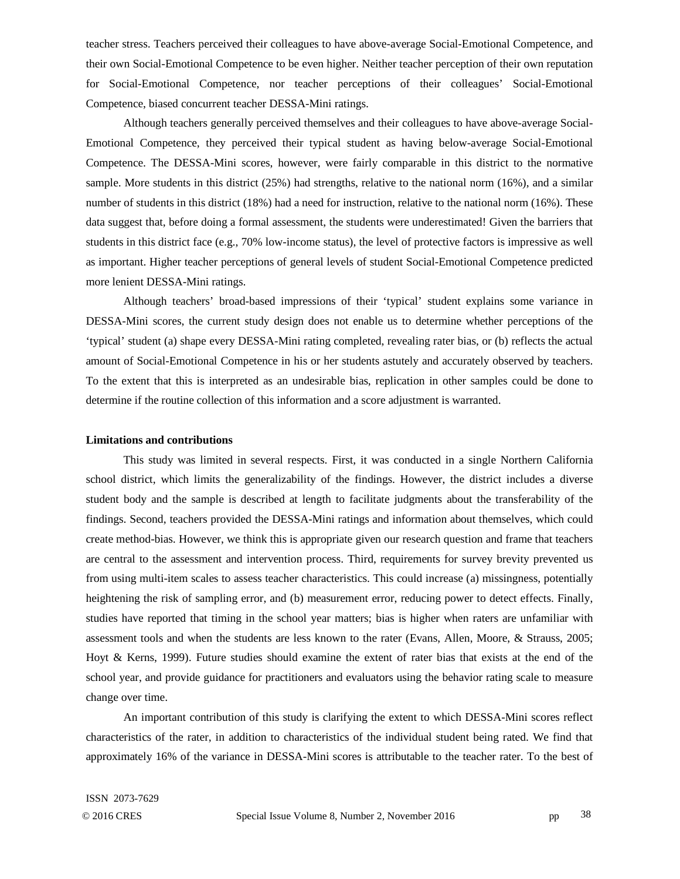teacher stress. Teachers perceived their colleagues to have above-average Social-Emotional Competence, and their own Social-Emotional Competence to be even higher. Neither teacher perception of their own reputation for Social-Emotional Competence, nor teacher perceptions of their colleagues' Social-Emotional Competence, biased concurrent teacher DESSA-Mini ratings.

Although teachers generally perceived themselves and their colleagues to have above-average Social-Emotional Competence, they perceived their typical student as having below-average Social-Emotional Competence. The DESSA-Mini scores, however, were fairly comparable in this district to the normative sample. More students in this district (25%) had strengths, relative to the national norm (16%), and a similar number of students in this district (18%) had a need for instruction, relative to the national norm (16%). These data suggest that, before doing a formal assessment, the students were underestimated! Given the barriers that students in this district face (e.g., 70% low-income status), the level of protective factors is impressive as well as important. Higher teacher perceptions of general levels of student Social-Emotional Competence predicted more lenient DESSA-Mini ratings.

Although teachers' broad-based impressions of their 'typical' student explains some variance in DESSA-Mini scores, the current study design does not enable us to determine whether perceptions of the 'typical' student (a) shape every DESSA-Mini rating completed, revealing rater bias, or (b) reflects the actual amount of Social-Emotional Competence in his or her students astutely and accurately observed by teachers. To the extent that this is interpreted as an undesirable bias, replication in other samples could be done to determine if the routine collection of this information and a score adjustment is warranted.

**Limitations and contributions**

This study was limited in several respects. First, it was conducted in a single Northern California school district, which limits the generalizability of the findings. However, the district includes a diverse student body and the sample is described at length to facilitate judgments about the transferability of the findings. Second, teachers provided the DESSA-Mini ratings and information about themselves, which could create method-bias. However, we think this is appropriate given our research question and frame that teachers are central to the assessment and intervention process. Third, requirements for survey brevity prevented us from using multi-item scales to assess teacher characteristics. This could increase (a) missingness, potentially heightening the risk of sampling error, and (b) measurement error, reducing power to detect effects. Finally, studies have reported that timing in the school year matters; bias is higher when raters are unfamiliar with assessment tools and when the students are less known to the rater (Evans, Allen, Moore, & Strauss, 2005; Hoyt & Kerns, 1999). Future studies should examine the extent of rater bias that exists at the end of the school year, and provide guidance for practitioners and evaluators using the behavior rating scale to measure change over time.

An important contribution of this study is clarifying the extent to which DESSA-Mini scores reflect characteristics of the rater, in addition to characteristics of the individual student being rated. We find that approximately 16% of the variance in DESSA-Mini scores is attributable to the teacher rater. To the best of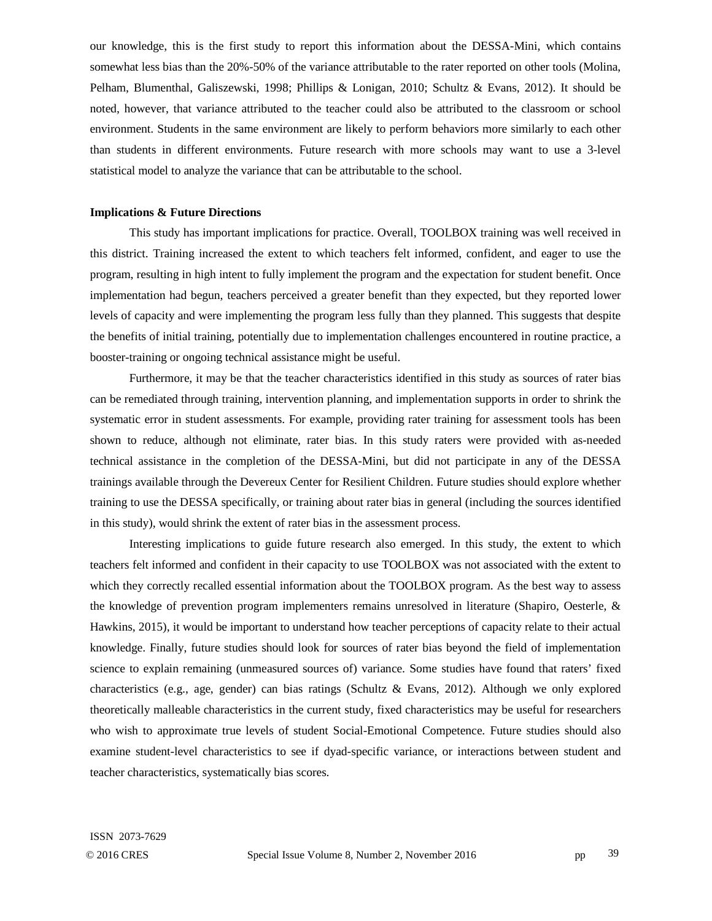our knowledge, this is the first study to report this information about the DESSA-Mini, which contains somewhat less bias than the 20%-50% of the variance attributable to the rater reported on other tools (Molina, Pelham, Blumenthal, Galiszewski, 1998; Phillips & Lonigan, 2010; Schultz & Evans, 2012). It should be noted, however, that variance attributed to the teacher could also be attributed to the classroom or school environment. Students in the same environment are likely to perform behaviors more similarly to each other than students in different environments. Future research with more schools may want to use a 3-level statistical model to analyze the variance that can be attributable to the school.

**Implications & Future Directions**

This study has important implications for practice. Overall, TOOLBOX training was well received in this district. Training increased the extent to which teachers felt informed, confident, and eager to use the program, resulting in high intent to fully implement the program and the expectation for student benefit. Once implementation had begun, teachers perceived a greater benefit than they expected, but they reported lower levels of capacity and were implementing the program less fully than they planned. This suggests that despite the benefits of initial training, potentially due to implementation challenges encountered in routine practice, a booster-training or ongoing technical assistance might be useful.

Furthermore, it may be that the teacher characteristics identified in this study as sources of rater bias can be remediated through training, intervention planning, and implementation supports in order to shrink the systematic error in student assessments. For example, providing rater training for assessment tools has been shown to reduce, although not eliminate, rater bias. In this study raters were provided with as-needed technical assistance in the completion of the DESSA-Mini, but did not participate in any of the DESSA trainings available through the Devereux Center for Resilient Children. Future studies should explore whether training to use the DESSA specifically, or training about rater bias in general (including the sources identified in this study), would shrink the extent of rater bias in the assessment process.

Interesting implications to guide future research also emerged. In this study, the extent to which teachers felt informed and confident in their capacity to use TOOLBOX was not associated with the extent to which they correctly recalled essential information about the TOOLBOX program. As the best way to assess the knowledge of prevention program implementers remains unresolved in literature (Shapiro, Oesterle, & Hawkins, 2015), it would be important to understand how teacher perceptions of capacity relate to their actual knowledge. Finally, future studies should look for sources of rater bias beyond the field of implementation science to explain remaining (unmeasured sources of) variance. Some studies have found that raters' fixed characteristics (e.g., age, gender) can bias ratings (Schultz & Evans, 2012). Although we only explored theoretically malleable characteristics in the current study, fixed characteristics may be useful for researchers who wish to approximate true levels of student Social-Emotional Competence. Future studies should also examine student-level characteristics to see if dyad-specific variance, or interactions between student and teacher characteristics, systematically bias scores.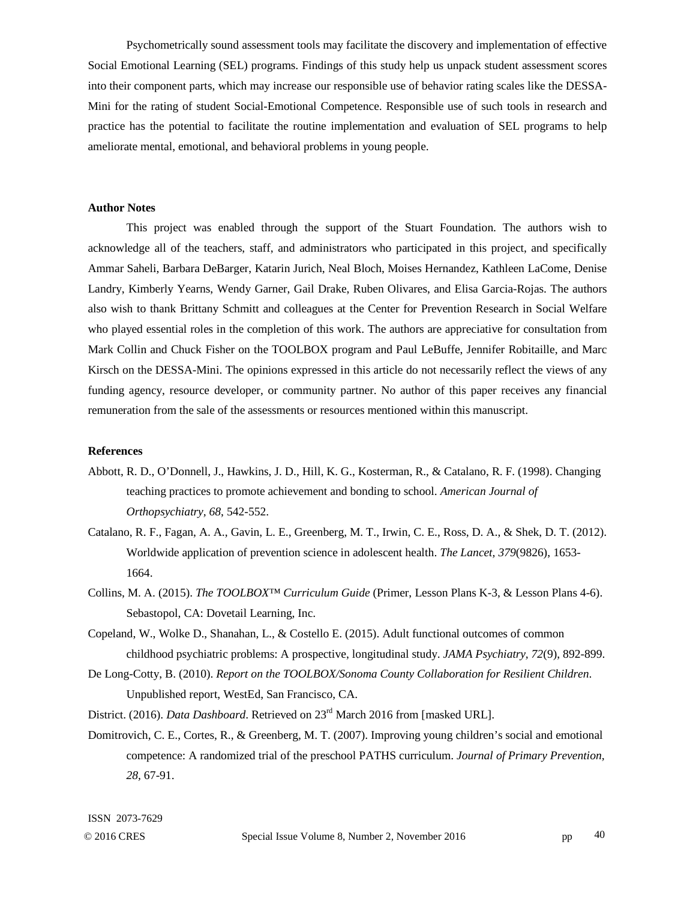Psychometrically sound assessment tools may facilitate the discovery and implementation of effective Social Emotional Learning (SEL) programs. Findings of this study help us unpack student assessment scores into their component parts, which may increase our responsible use of behavior rating scales like the DESSA-Mini for the rating of student Social-Emotional Competence. Responsible use of such tools in research and practice has the potential to facilitate the routine implementation and evaluation of SEL programs to help ameliorate mental, emotional, and behavioral problems in young people.

**Author Notes**

This project was enabled through the support of the Stuart Foundation. The authors wish to acknowledge all of the teachers, staff, and administrators who participated in this project, and specifically Ammar Saheli, Barbara DeBarger, Katarin Jurich, Neal Bloch, Moises Hernandez, Kathleen LaCome, Denise Landry, Kimberly Yearns, Wendy Garner, Gail Drake, Ruben Olivares, and Elisa Garcia-Rojas. The authors also wish to thank Brittany Schmitt and colleagues at the Center for Prevention Research in Social Welfare who played essential roles in the completion of this work. The authors are appreciative for consultation from Mark Collin and Chuck Fisher on the TOOLBOX program and Paul LeBuffe, Jennifer Robitaille, and Marc Kirsch on the DESSA-Mini. The opinions expressed in this article do not necessarily reflect the views of any funding agency, resource developer, or community partner. No author of this paper receives any financial remuneration from the sale of the assessments or resources mentioned within this manuscript.

**References**

Abbott, R. D., O'Donnell, J., Hawkins, J. D., Hill, K. G., Kosterman, R., & Catalano, R. F. (1998). Changing teaching practices to promote achievement and bonding to school. *American Journal of Orthopsychiatry, 68*, 542-552.

Catalano, R. F., Fagan, A. A., Gavin, L. E., Greenberg, M. T., Irwin, C. E., Ross, D. A., & Shek, D. T. (2012). Worldwide application of prevention science in adolescent health. *The Lancet, 379*(9826), 1653-1664.

Collins, M. A. (2015). *The TOOLBOX™ Curriculum Guide* (Primer, Lesson Plans K-3, & Lesson Plans 4-6). Sebastopol, CA: Dovetail Learning, Inc.

Copeland, W., Wolke D., Shanahan, L., & Costello E. (2015). Adult functional outcomes of common childhood psychiatric problems: A prospective, longitudinal study. *JAMA Psychiatry, 72*(9), 892-899.

De Long-Cotty, B. (2010). *Report on the TOOLBOX/Sonoma County Collaboration for Resilient Children*. Unpublished report, WestEd, San Francisco, CA.

District. (2016). *Data Dashboard*. Retrieved on 23rd March 2016 from [masked URL].

Domitrovich, C. E., Cortes, R., & Greenberg, M. T. (2007). Improving young children's social and emotional competence: A randomized trial of the preschool PATHS curriculum. *Journal of Primary Prevention, 28*, 67-91.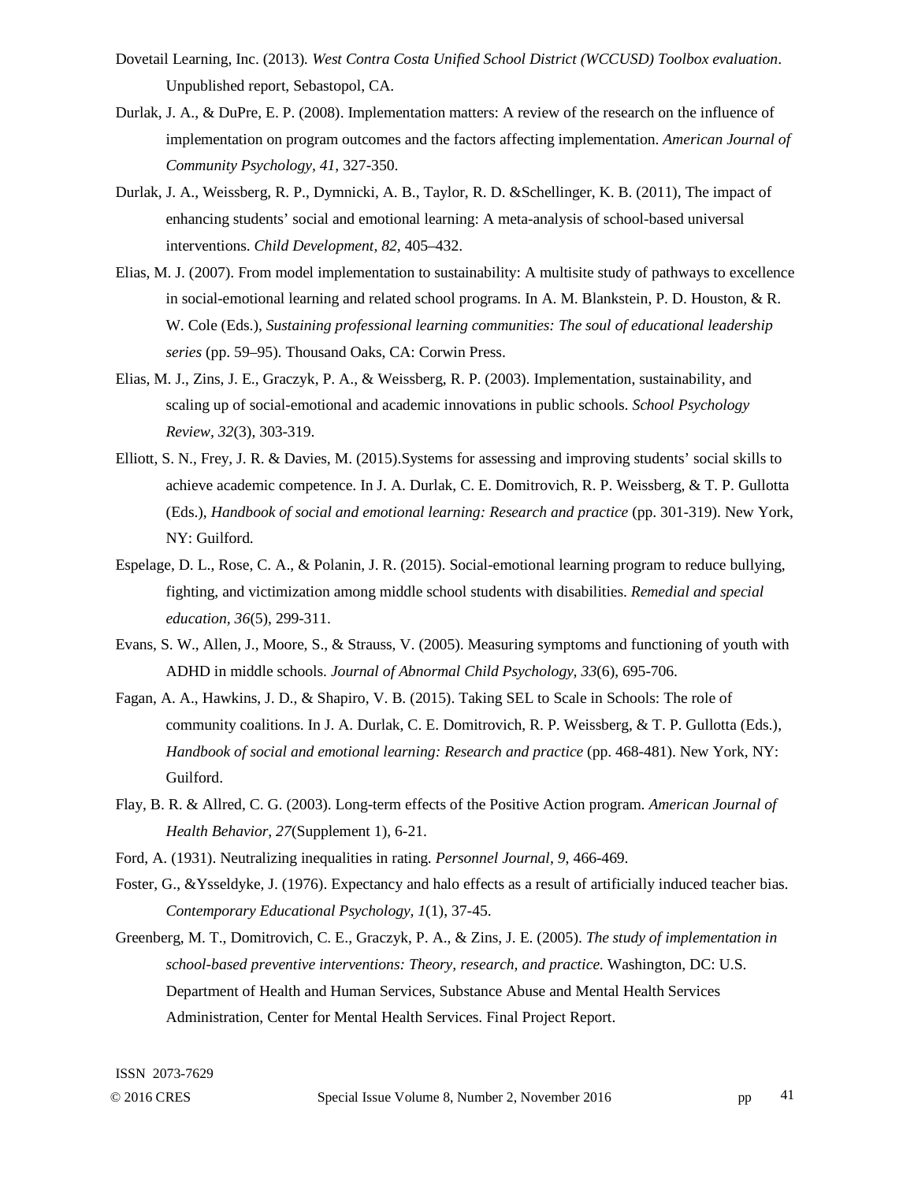Dovetail Learning, Inc. (2013). *West Contra Costa Unified School District (WCCUSD) Toolbox evaluation*. Unpublished report, Sebastopol, CA.

Durlak, J. A., & DuPre, E. P. (2008). Implementation matters: A review of the research on the influence of implementation on program outcomes and the factors affecting implementation. *American Journal of Community Psychology, 41*, 327-350.

Durlak, J. A., Weissberg, R. P., Dymnicki, A. B., Taylor, R. D. &Schellinger, K. B. (2011), The impact of enhancing students' social and emotional learning: A meta-analysis of school-based universal interventions. *Child Development, 82*, 405–432.

Elias, M. J. (2007). From model implementation to sustainability: A multisite study of pathways to excellence in social-emotional learning and related school programs. In A. M. Blankstein, P. D. Houston, & R. W. Cole (Eds.), *Sustaining professional learning communities: The soul of educational leadership series* (pp. 59–95). Thousand Oaks, CA: Corwin Press.

Elias, M. J., Zins, J. E., Graczyk, P. A., & Weissberg, R. P. (2003). Implementation, sustainability, and scaling up of social-emotional and academic innovations in public schools. *School Psychology Review, 32*(3), 303-319.

Elliott, S. N., Frey, J. R. & Davies, M. (2015).Systems for assessing and improving students' social skills to achieve academic competence. In J. A. Durlak, C. E. Domitrovich, R. P. Weissberg, & T. P. Gullotta (Eds.), *Handbook of social and emotional learning: Research and practice* (pp. 301-319). New York, NY: Guilford.

Espelage, D. L., Rose, C. A., & Polanin, J. R. (2015). Social-emotional learning program to reduce bullying, fighting, and victimization among middle school students with disabilities. *Remedial and special education, 36*(5), 299-311.

Evans, S. W., Allen, J., Moore, S., & Strauss, V. (2005). Measuring symptoms and functioning of youth with ADHD in middle schools. *Journal of Abnormal Child Psychology, 33*(6), 695-706.

Fagan, A. A., Hawkins, J. D., & Shapiro, V. B. (2015). Taking SEL to Scale in Schools: The role of community coalitions. In J. A. Durlak, C. E. Domitrovich, R. P. Weissberg, & T. P. Gullotta (Eds.), *Handbook of social and emotional learning: Research and practice* (pp. 468-481). New York, NY: Guilford.

Flay, B. R. & Allred, C. G. (2003). Long-term effects of the Positive Action program. *American Journal of Health Behavior, 27*(Supplement 1), 6-21.

Ford, A. (1931). Neutralizing inequalities in rating. *Personnel Journal, 9*, 466-469.

Foster, G., &Ysseldyke, J. (1976). Expectancy and halo effects as a result of artificially induced teacher bias. *Contemporary Educational Psychology, 1*(1), 37-45.

Greenberg, M. T., Domitrovich, C. E., Graczyk, P. A., & Zins, J. E. (2005). *The study of implementation in school-based preventive interventions: Theory, research, and practice.* Washington, DC: U.S. Department of Health and Human Services, Substance Abuse and Mental Health Services Administration, Center for Mental Health Services. Final Project Report.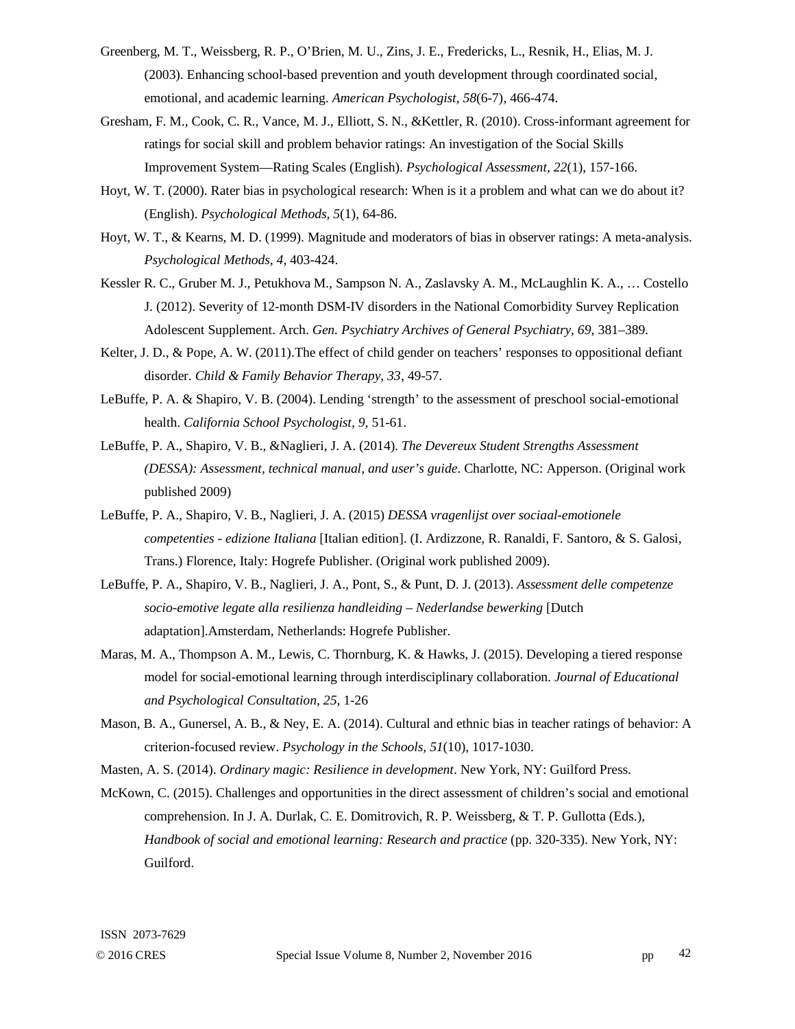Greenberg, M. T., Weissberg, R. P., O'Brien, M. U., Zins, J. E., Fredericks, L., Resnik, H., Elias, M. J. (2003). Enhancing school-based prevention and youth development through coordinated social, emotional, and academic learning. *American Psychologist*, *58*(6-7), 466-474.

Gresham, F. M., Cook, C. R., Vance, M. J., Elliott, S. N., &Kettler, R. (2010). Cross-informant agreement for ratings for social skill and problem behavior ratings: An investigation of the Social Skills Improvement System—Rating Scales (English). *Psychological Assessment, 22*(1), 157-166.

Hoyt, W. T. (2000). Rater bias in psychological research: When is it a problem and what can we do about it? (English). *Psychological Methods, 5*(1), 64-86.

Hoyt, W. T., & Kearns, M. D. (1999). Magnitude and moderators of bias in observer ratings: A meta-analysis. *Psychological Methods, 4*, 403-424.

Kessler R. C., Gruber M. J., Petukhova M., Sampson N. A., Zaslavsky A. M., McLaughlin K. A., … Costello J. (2012). Severity of 12-month DSM-IV disorders in the National Comorbidity Survey Replication Adolescent Supplement. Arch. *Gen. Psychiatry Archives of General Psychiatry, 69*, 381–389.

Kelter, J. D., & Pope, A. W. (2011).The effect of child gender on teachers' responses to oppositional defiant disorder. *Child & Family Behavior Therapy, 33*, 49-57.

LeBuffe, P. A. & Shapiro, V. B. (2004). Lending 'strength' to the assessment of preschool social-emotional health. *California School Psychologist, 9,* 51-61.

LeBuffe, P. A., Shapiro, V. B., &Naglieri, J. A. (2014). *The Devereux Student Strengths Assessment (DESSA): Assessment, technical manual, and user's guide*. Charlotte, NC: Apperson. (Original work published 2009)

LeBuffe, P. A., Shapiro, V. B., Naglieri, J. A. (2015) *DESSA vragenlijst over sociaal-emotionele competenties - edizione Italiana* [Italian edition]. (I. Ardizzone, R. Ranaldi, F. Santoro, & S. Galosi, Trans.) Florence, Italy: Hogrefe Publisher. (Original work published 2009).

LeBuffe, P. A., Shapiro, V. B., Naglieri, J. A., Pont, S., & Punt, D. J. (2013). *Assessment delle competenze socio-emotive legate alla resilienza handleiding – Nederlandse bewerking* [Dutch adaptation].Amsterdam, Netherlands: Hogrefe Publisher.

Maras, M. A., Thompson A. M., Lewis, C. Thornburg, K. & Hawks, J. (2015). Developing a tiered response model for social-emotional learning through interdisciplinary collaboration. *Journal of Educational and Psychological Consultation, 25,* 1-26

Mason, B. A., Gunersel, A. B., & Ney, E. A. (2014). Cultural and ethnic bias in teacher ratings of behavior: A criterion-focused review. *Psychology in the Schools, 51*(10), 1017-1030.

Masten, A. S. (2014). *Ordinary magic: Resilience in development*. New York, NY: Guilford Press.

McKown, C. (2015). Challenges and opportunities in the direct assessment of children's social and emotional comprehension. In J. A. Durlak, C. E. Domitrovich, R. P. Weissberg, & T. P. Gullotta (Eds.), *Handbook of social and emotional learning: Research and practice* (pp. 320-335). New York, NY: Guilford.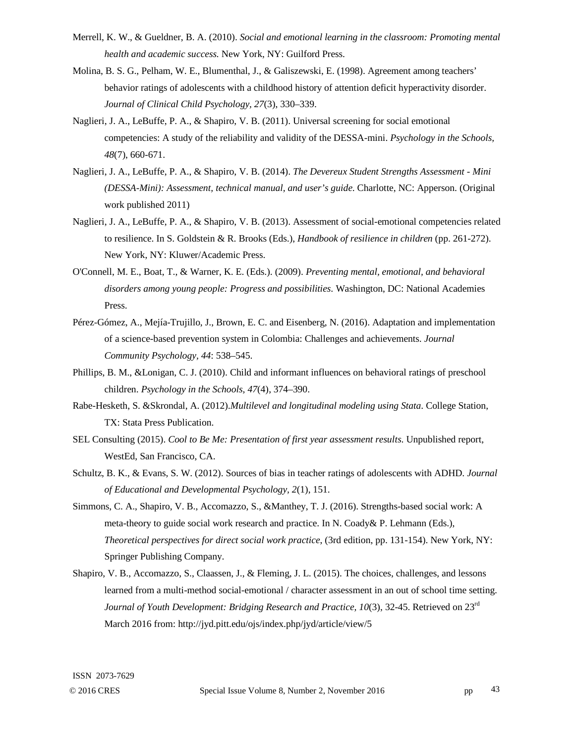Merrell, K. W., & Gueldner, B. A. (2010). *Social and emotional learning in the classroom: Promoting mental health and academic success.* New York, NY: Guilford Press.

Molina, B. S. G., Pelham, W. E., Blumenthal, J., & Galiszewski, E. (1998). Agreement among teachers' behavior ratings of adolescents with a childhood history of attention deficit hyperactivity disorder. *Journal of Clinical Child Psychology, 27*(3), 330–339.

Naglieri, J. A., LeBuffe, P. A., & Shapiro, V. B. (2011). Universal screening for social emotional competencies: A study of the reliability and validity of the DESSA-mini. *Psychology in the Schools, 48*(7), 660-671.

Naglieri, J. A., LeBuffe, P. A., & Shapiro, V. B. (2014). *The Devereux Student Strengths Assessment - Mini (DESSA-Mini): Assessment, technical manual, and user's guide.* Charlotte, NC: Apperson. (Original work published 2011)

Naglieri, J. A., LeBuffe, P. A., & Shapiro, V. B. (2013). Assessment of social-emotional competencies related to resilience. In S. Goldstein & R. Brooks (Eds.), *Handbook of resilience in children* (pp. 261-272). New York, NY: Kluwer/Academic Press.

O'Connell, M. E., Boat, T., & Warner, K. E. (Eds.). (2009). *Preventing mental, emotional, and behavioral disorders among young people: Progress and possibilities*. Washington, DC: National Academies Press.

Pérez-Gómez, A., Mejía-Trujillo, J., Brown, E. C. and Eisenberg, N. (2016). Adaptation and implementation of a science-based prevention system in Colombia: Challenges and achievements. *Journal Community Psychology, 44*: 538–545.

Phillips, B. M., &Lonigan, C. J. (2010). Child and informant influences on behavioral ratings of preschool children. *Psychology in the Schools, 47*(4), 374–390.

Rabe-Hesketh, S. &Skrondal, A. (2012).*Multilevel and longitudinal modeling using Stata*. College Station, TX: Stata Press Publication.

SEL Consulting (2015). *Cool to Be Me: Presentation of first year assessment results.* Unpublished report, WestEd, San Francisco, CA.

Schultz, B. K., & Evans, S. W. (2012). Sources of bias in teacher ratings of adolescents with ADHD. *Journal of Educational and Developmental Psychology, 2*(1), 151.

Simmons, C. A., Shapiro, V. B., Accomazzo, S., &Manthey, T. J. (2016). Strengths-based social work: A meta-theory to guide social work research and practice. In N. Coady& P. Lehmann (Eds.), *Theoretical perspectives for direct social work practice*, (3rd edition, pp. 131-154). New York, NY: Springer Publishing Company.

Shapiro, V. B., Accomazzo, S., Claassen, J., & Fleming, J. L. (2015). The choices, challenges, and lessons learned from a multi-method social-emotional / character assessment in an out of school time setting. *Journal of Youth Development: Bridging Research and Practice, 10*(3), 32-45. Retrieved on 23rd March 2016 from: http://jyd.pitt.edu/ojs/index.php/jyd/article/view/5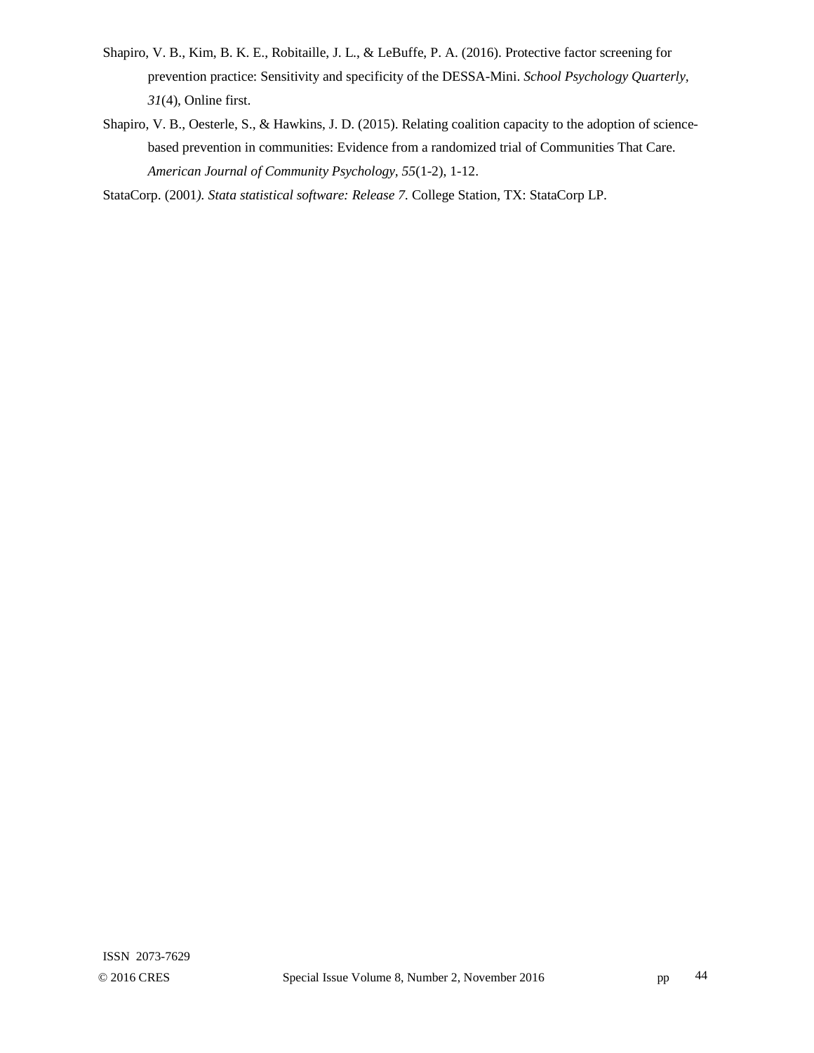Shapiro, V. B., Kim, B. K. E., Robitaille, J. L., & LeBuffe, P. A. (2016). Protective factor screening for prevention practice: Sensitivity and specificity of the DESSA-Mini. *School Psychology Quarterly, 31*(4), Online first.

Shapiro, V. B., Oesterle, S., & Hawkins, J. D. (2015). Relating coalition capacity to the adoption of science-based prevention in communities: Evidence from a randomized trial of Communities That Care. *American Journal of Community Psychology, 55*(1-2), 1-12.

StataCorp. (2001). *Stata statistical software: Release 7.* College Station, TX: StataCorp LP.